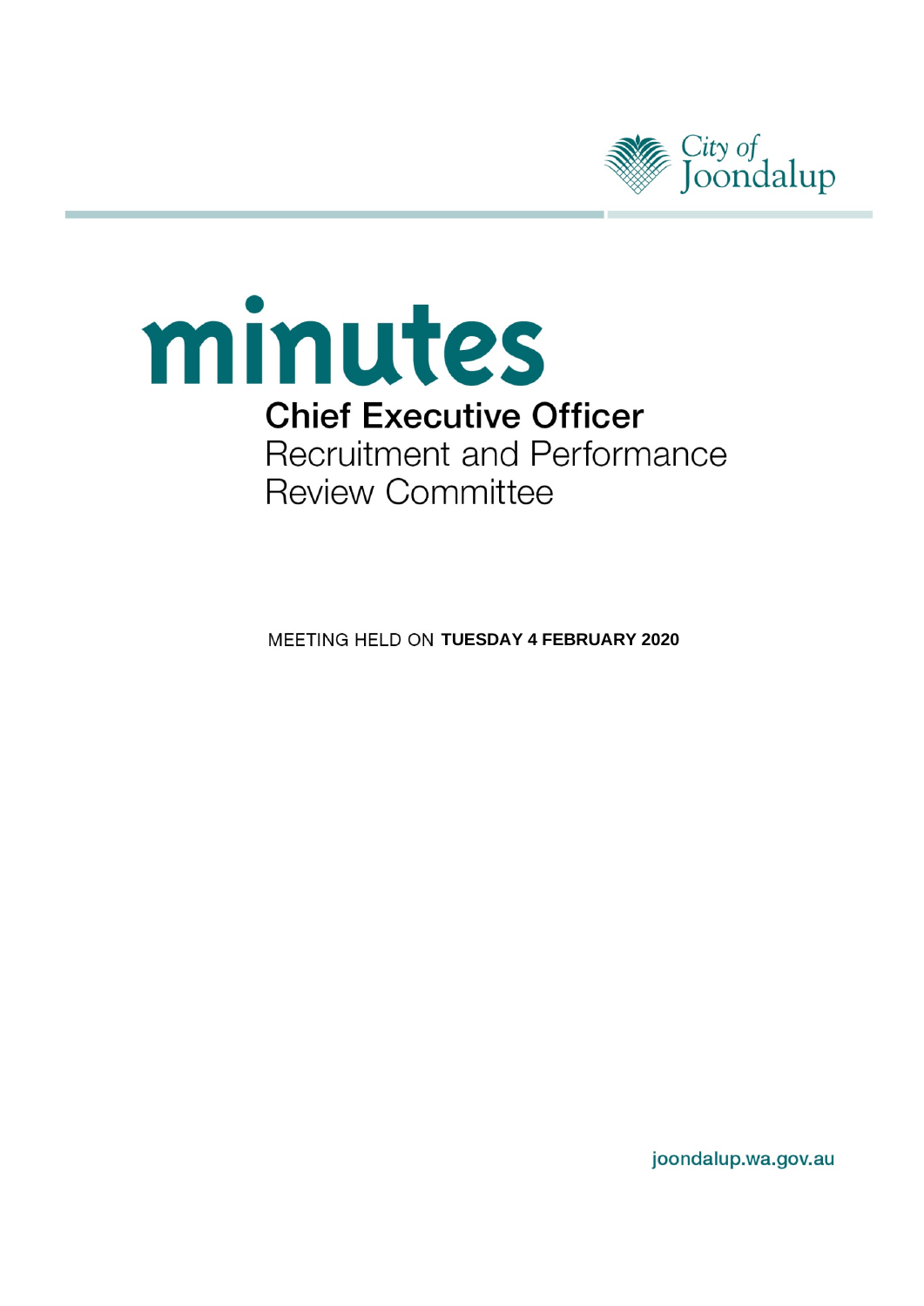City of Joondalup

# minutes

## Chief Executive Officer

Recruitment and Performance Review Committee

MEETING HELD ON **TUESDAY 4 FEBRUARY 2020**

joondalup.wa.gov.au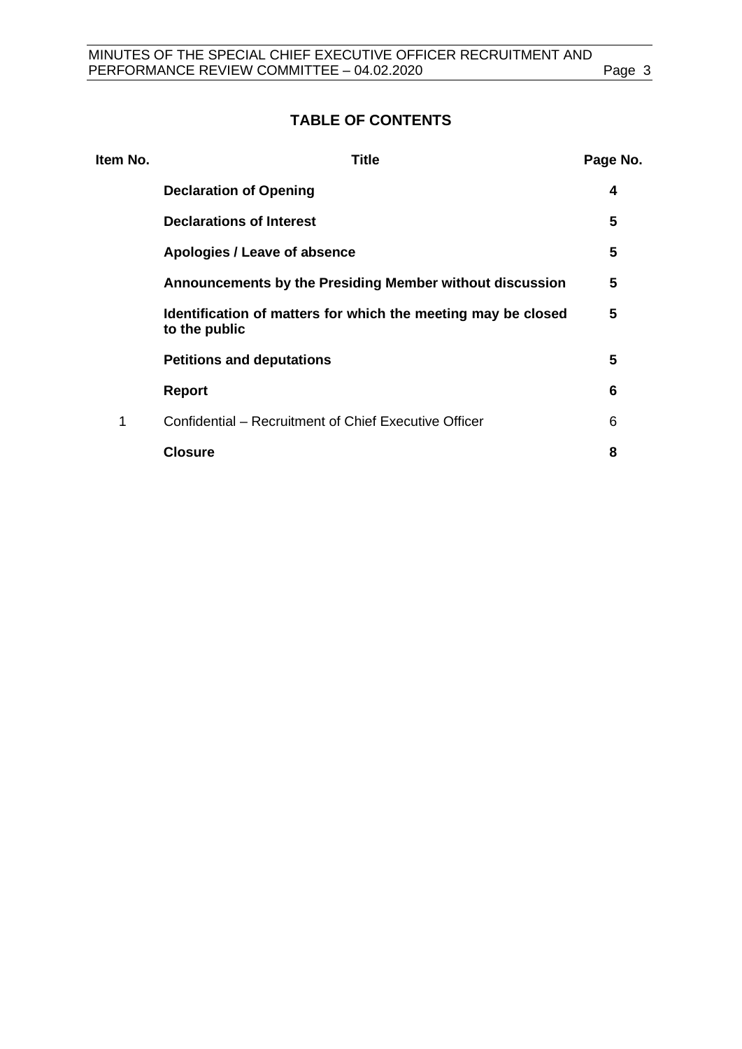## TABLE OF CONTENTS

| Item No. | Title | Page No. |
|---|---|---|
| | **Declaration of Opening** | **4** |
| | **Declarations of Interest** | **5** |
| | **Apologies / Leave of absence** | **5** |
| | **Announcements by the Presiding Member without discussion** | **5** |
| | **Identification of matters for which the meeting may be closed to the public** | **5** |
| | **Petitions and deputations** | **5** |
| | **Report** | **6** |
| 1 | Confidential – Recruitment of Chief Executive Officer | 6 |
| | **Closure** | **8** |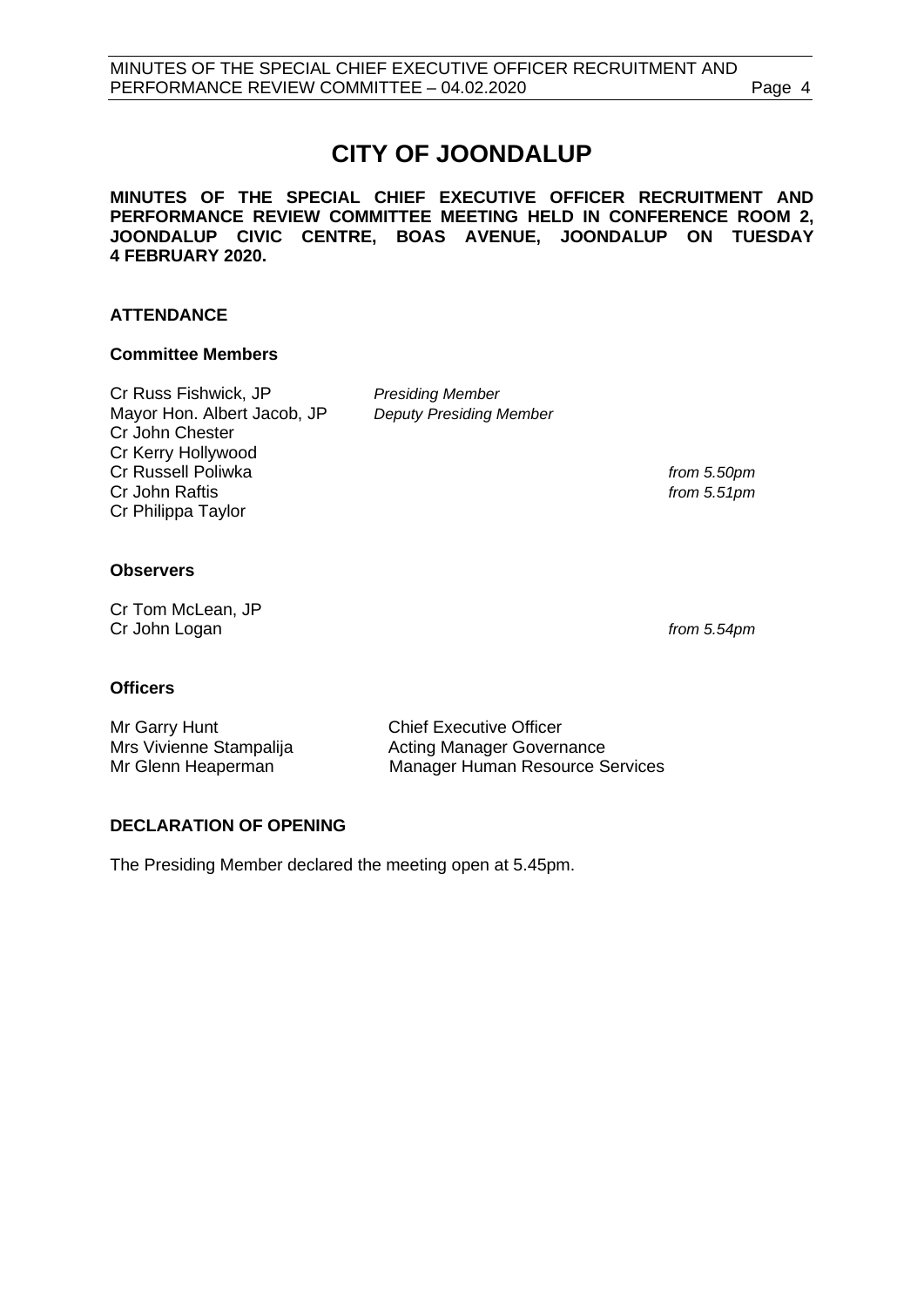# CITY OF JOONDALUP

**MINUTES OF THE SPECIAL CHIEF EXECUTIVE OFFICER RECRUITMENT AND PERFORMANCE REVIEW COMMITTEE MEETING HELD IN CONFERENCE ROOM 2, JOONDALUP CIVIC CENTRE, BOAS AVENUE, JOONDALUP ON TUESDAY 4 FEBRUARY 2020.**

## ATTENDANCE

### Committee Members

| | | |
|---|---|---|
| Cr Russ Fishwick, JP | *Presiding Member* | |
| Mayor Hon. Albert Jacob, JP | *Deputy Presiding Member* | |
| Cr John Chester | | |
| Cr Kerry Hollywood | | |
| Cr Russell Poliwka | | *from 5.50pm* |
| Cr John Raftis | | *from 5.51pm* |
| Cr Philippa Taylor | | |

### Observers

| | |
|---|---|
| Cr Tom McLean, JP | |
| Cr John Logan | *from 5.54pm* |

### Officers

| | |
|---|---|
| Mr Garry Hunt | Chief Executive Officer |
| Mrs Vivienne Stampalija | Acting Manager Governance |
| Mr Glenn Heaperman | Manager Human Resource Services |

## DECLARATION OF OPENING

The Presiding Member declared the meeting open at 5.45pm.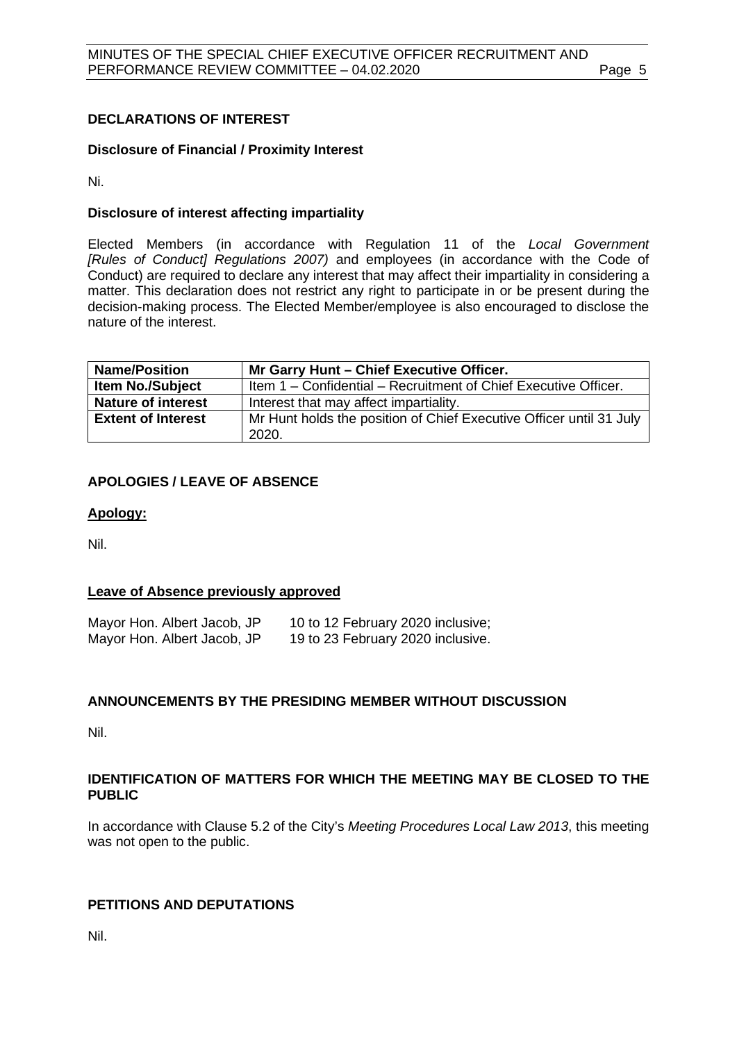## DECLARATIONS OF INTEREST

### Disclosure of Financial / Proximity Interest

Ni.

### Disclosure of interest affecting impartiality

Elected Members (in accordance with Regulation 11 of the *Local Government [Rules of Conduct] Regulations 2007)* and employees (in accordance with the Code of Conduct) are required to declare any interest that may affect their impartiality in considering a matter. This declaration does not restrict any right to participate in or be present during the decision-making process. The Elected Member/employee is also encouraged to disclose the nature of the interest.

| **Name/Position** | **Mr Garry Hunt – Chief Executive Officer.** |
|---|---|
| **Item No./Subject** | Item 1 – Confidential – Recruitment of Chief Executive Officer. |
| **Nature of interest** | Interest that may affect impartiality. |
| **Extent of Interest** | Mr Hunt holds the position of Chief Executive Officer until 31 July 2020. |

## APOLOGIES / LEAVE OF ABSENCE

**Apology:**

Nil.

**Leave of Absence previously approved**

Mayor Hon. Albert Jacob, JP 10 to 12 February 2020 inclusive;
Mayor Hon. Albert Jacob, JP 19 to 23 February 2020 inclusive.

## ANNOUNCEMENTS BY THE PRESIDING MEMBER WITHOUT DISCUSSION

Nil.

## IDENTIFICATION OF MATTERS FOR WHICH THE MEETING MAY BE CLOSED TO THE PUBLIC

In accordance with Clause 5.2 of the City's *Meeting Procedures Local Law 2013*, this meeting was not open to the public.

## PETITIONS AND DEPUTATIONS

Nil.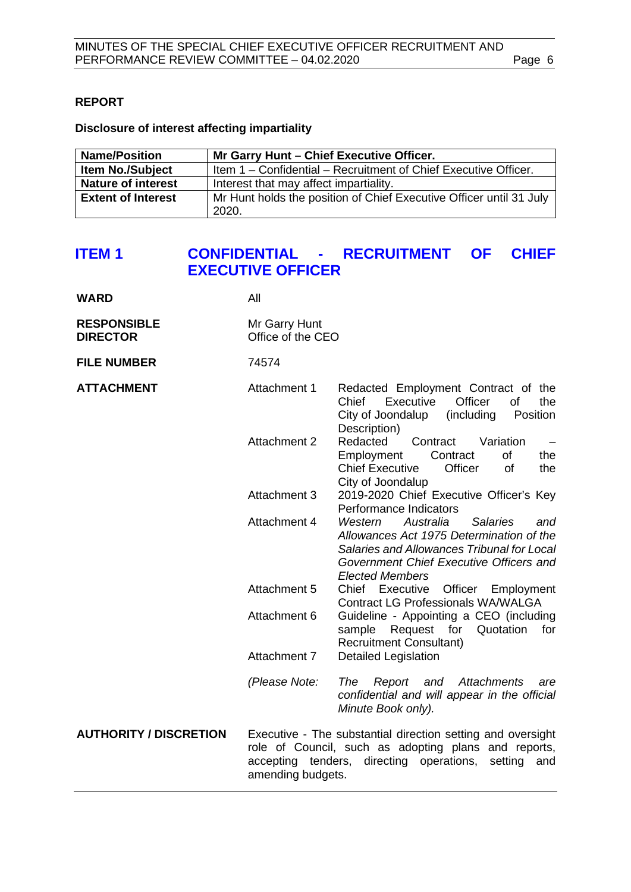**REPORT**

**Disclosure of interest affecting impartiality**

| | |
|---|---|
| **Name/Position** | **Mr Garry Hunt – Chief Executive Officer.** |
| **Item No./Subject** | Item 1 – Confidential – Recruitment of Chief Executive Officer. |
| **Nature of interest** | Interest that may affect impartiality. |
| **Extent of Interest** | Mr Hunt holds the position of Chief Executive Officer until 31 July 2020. |

## ITEM 1 CONFIDENTIAL - RECRUITMENT OF CHIEF EXECUTIVE OFFICER

| | | |
|---|---|---|
| **WARD** | All | |
| **RESPONSIBLE DIRECTOR** | Mr Garry Hunt<br>Office of the CEO | |
| **FILE NUMBER** | 74574 | |
| **ATTACHMENT** | Attachment 1 | Redacted Employment Contract of the Chief Executive Officer of the City of Joondalup (including Position Description) |
| | Attachment 2 | Redacted Contract Variation – Employment Contract of the Chief Executive Officer of the City of Joondalup |
| | Attachment 3 | 2019-2020 Chief Executive Officer's Key Performance Indicators |
| | Attachment 4 | *Western Australia Salaries and Allowances Act 1975 Determination of the Salaries and Allowances Tribunal for Local Government Chief Executive Officers and Elected Members* |
| | Attachment 5 | Chief Executive Officer Employment Contract LG Professionals WA/WALGA |
| | Attachment 6 | Guideline - Appointing a CEO (including sample Request for Quotation for Recruitment Consultant) |
| | Attachment 7 | Detailed Legislation |
| | *(Please Note:* | *The Report and Attachments are confidential and will appear in the official Minute Book only).* |
| **AUTHORITY / DISCRETION** | Executive - The substantial direction setting and oversight role of Council, such as adopting plans and reports, accepting tenders, directing operations, setting and amending budgets. | |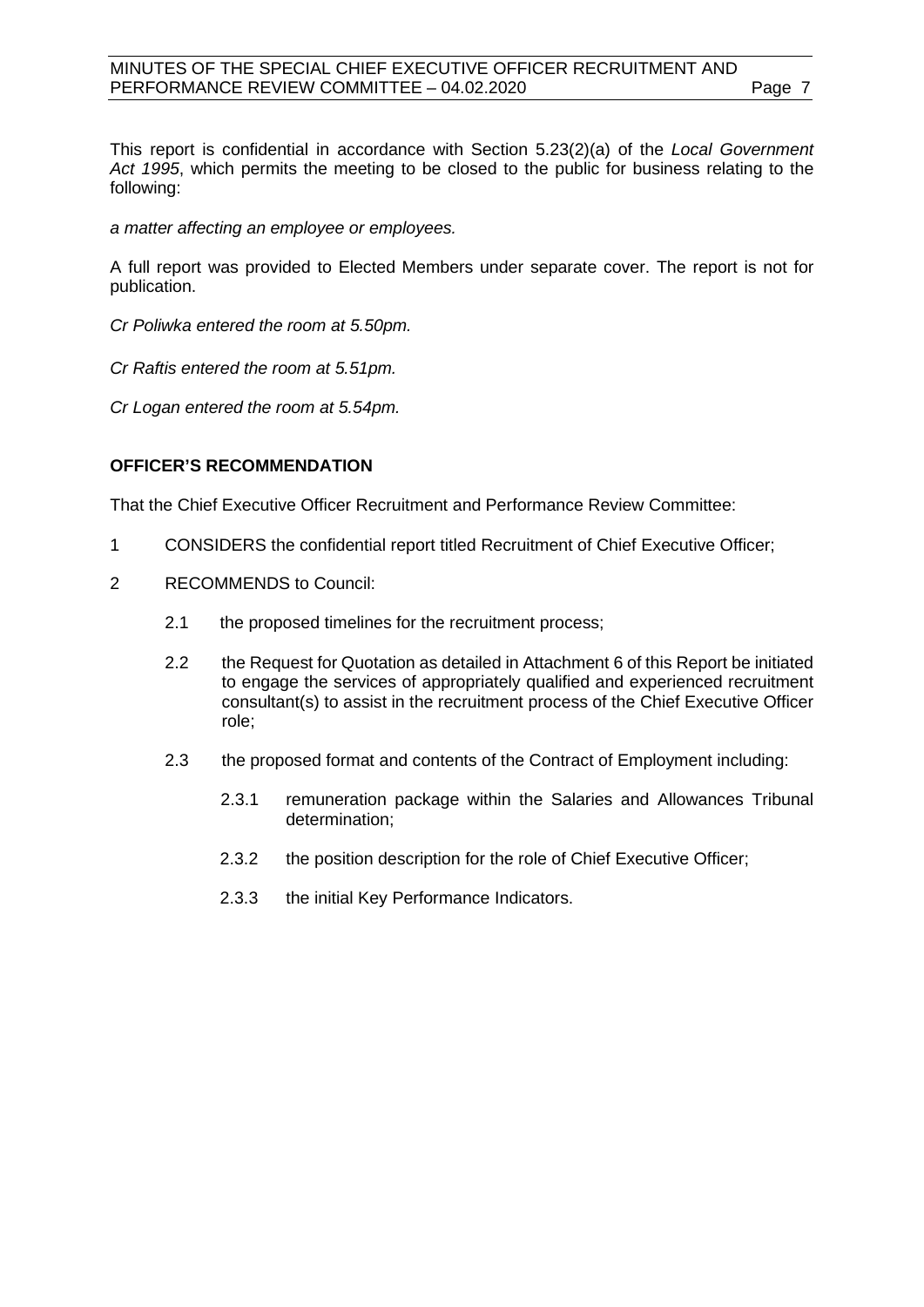This report is confidential in accordance with Section 5.23(2)(a) of the *Local Government Act 1995*, which permits the meeting to be closed to the public for business relating to the following:

*a matter affecting an employee or employees.*

A full report was provided to Elected Members under separate cover. The report is not for publication.

*Cr Poliwka entered the room at 5.50pm.*

*Cr Raftis entered the room at 5.51pm.*

*Cr Logan entered the room at 5.54pm.*

**OFFICER'S RECOMMENDATION**

That the Chief Executive Officer Recruitment and Performance Review Committee:

1 CONSIDERS the confidential report titled Recruitment of Chief Executive Officer;

2 RECOMMENDS to Council:

  2.1 the proposed timelines for the recruitment process;

  2.2 the Request for Quotation as detailed in Attachment 6 of this Report be initiated to engage the services of appropriately qualified and experienced recruitment consultant(s) to assist in the recruitment process of the Chief Executive Officer role;

  2.3 the proposed format and contents of the Contract of Employment including:

    2.3.1 remuneration package within the Salaries and Allowances Tribunal determination;

    2.3.2 the position description for the role of Chief Executive Officer;

    2.3.3 the initial Key Performance Indicators.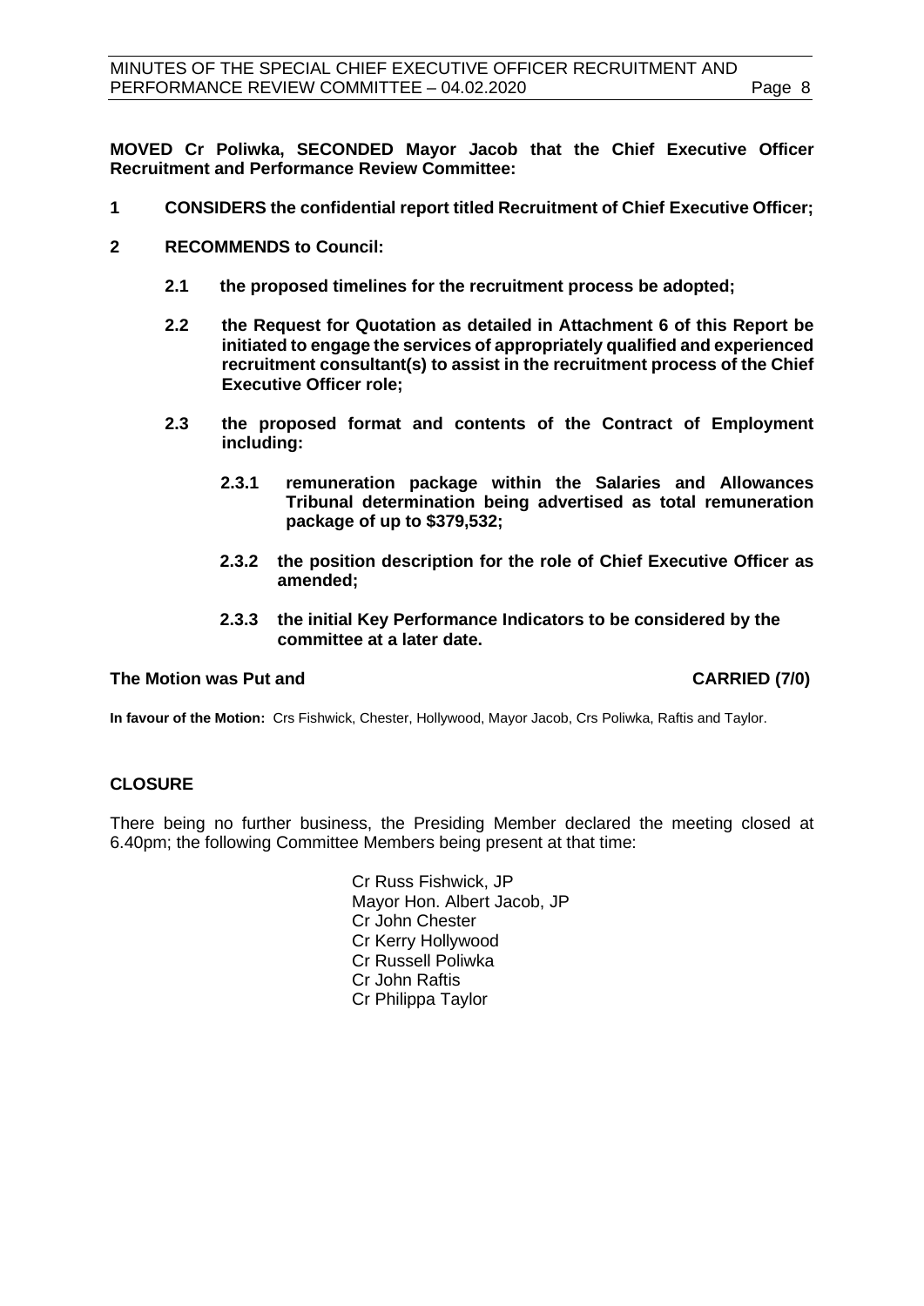**MOVED Cr Poliwka, SECONDED Mayor Jacob that the Chief Executive Officer Recruitment and Performance Review Committee:**

**1 CONSIDERS the confidential report titled Recruitment of Chief Executive Officer;**

**2 RECOMMENDS to Council:**

**2.1 the proposed timelines for the recruitment process be adopted;**

**2.2 the Request for Quotation as detailed in Attachment 6 of this Report be initiated to engage the services of appropriately qualified and experienced recruitment consultant(s) to assist in the recruitment process of the Chief Executive Officer role;**

**2.3 the proposed format and contents of the Contract of Employment including:**

**2.3.1 remuneration package within the Salaries and Allowances Tribunal determination being advertised as total remuneration package of up to $379,532;**

**2.3.2 the position description for the role of Chief Executive Officer as amended;**

**2.3.3 the initial Key Performance Indicators to be considered by the committee at a later date.**

**The Motion was Put and CARRIED (7/0)**

**In favour of the Motion:** Crs Fishwick, Chester, Hollywood, Mayor Jacob, Crs Poliwka, Raftis and Taylor.

## CLOSURE

There being no further business, the Presiding Member declared the meeting closed at 6.40pm; the following Committee Members being present at that time:

Cr Russ Fishwick, JP
Mayor Hon. Albert Jacob, JP
Cr John Chester
Cr Kerry Hollywood
Cr Russell Poliwka
Cr John Raftis
Cr Philippa Taylor